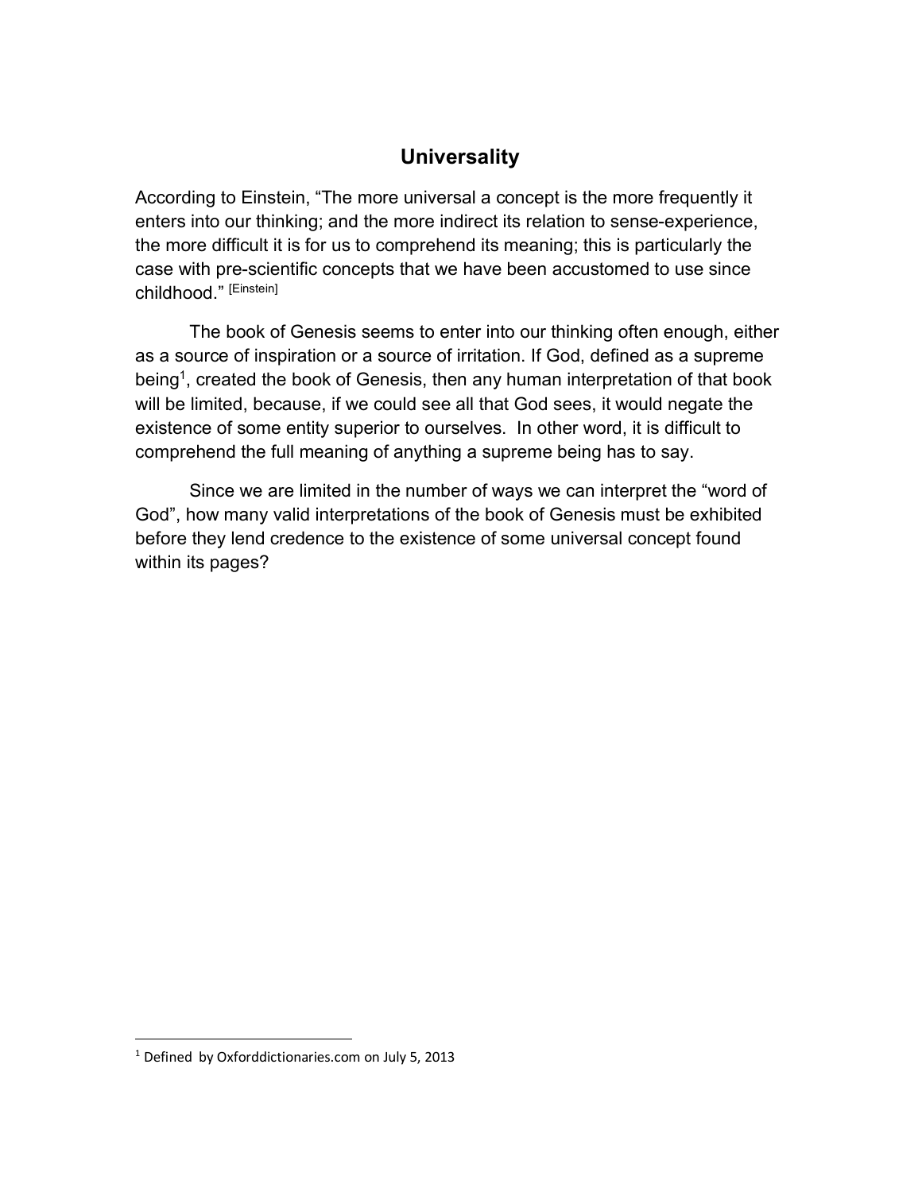## Universality

According to Einstein, "The more universal a concept is the more frequently it enters into our thinking; and the more indirect its relation to sense-experience, the more difficult it is for us to comprehend its meaning; this is particularly the case with pre-scientific concepts that we have been accustomed to use since childhood." [Einstein]

The book of Genesis seems to enter into our thinking often enough, either as a source of inspiration or a source of irritation. If God, defined as a supreme being[1], created the book of Genesis, then any human interpretation of that book will be limited, because, if we could see all that God sees, it would negate the existence of some entity superior to ourselves. In other word, it is difficult to comprehend the full meaning of anything a supreme being has to say.

Since we are limited in the number of ways we can interpret the "word of God", how many valid interpretations of the book of Genesis must be exhibited before they lend credence to the existence of some universal concept found within its pages?

---

[1] Defined by Oxforddictionaries.com on July 5, 2013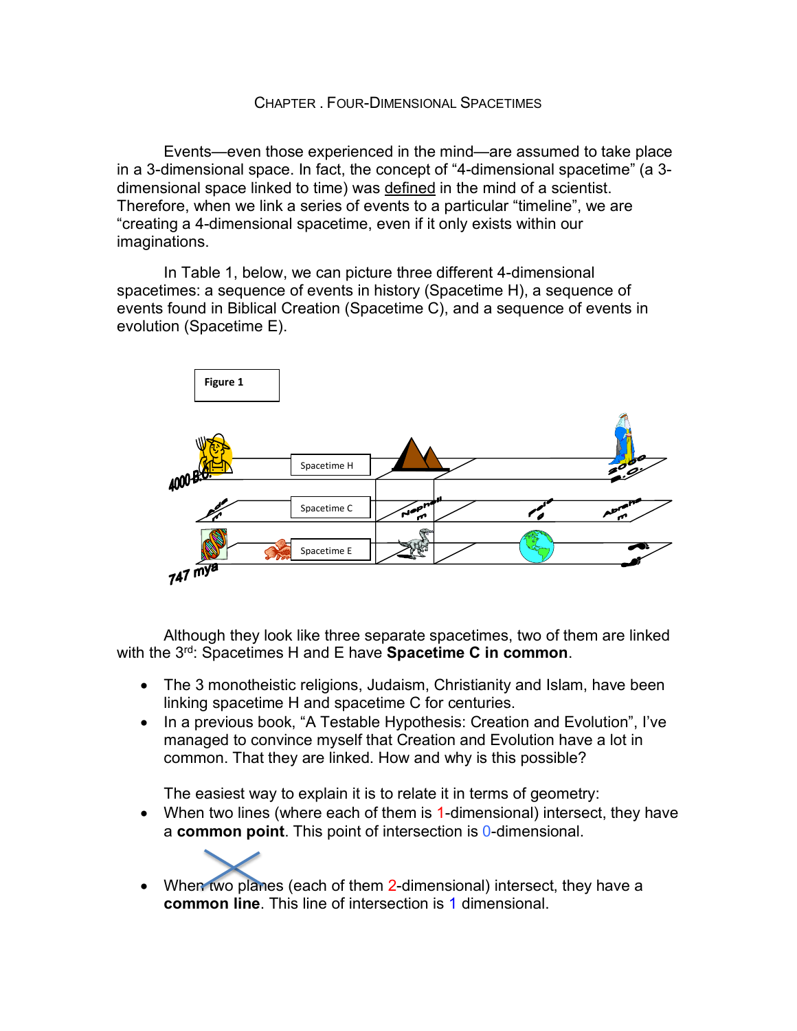CHAPTER . FOUR-DIMENSIONAL SPACETIMES

Events—even those experienced in the mind—are assumed to take place in a 3-dimensional space. In fact, the concept of "4-dimensional spacetime" (a 3-dimensional space linked to time) was defined in the mind of a scientist. Therefore, when we link a series of events to a particular "timeline", we are "creating a 4-dimensional spacetime, even if it only exists within our imaginations.

In Table 1, below, we can picture three different 4-dimensional spacetimes: a sequence of events in history (Spacetime H), a sequence of events found in Biblical Creation (Spacetime C), and a sequence of events in evolution (Spacetime E).

Figure 1

4000 B.C. — Spacetime H — 2000 B.C.

Adam — Spacetime C — Nephelim — Peleg — Abraham

747 mya — Spacetime E

Although they look like three separate spacetimes, two of them are linked with the 3rd: Spacetimes H and E have **Spacetime C in common**.

- The 3 monotheistic religions, Judaism, Christianity and Islam, have been linking spacetime H and spacetime C for centuries.
- In a previous book, "A Testable Hypothesis: Creation and Evolution", I've managed to convince myself that Creation and Evolution have a lot in common. That they are linked. How and why is this possible?

The easiest way to explain it is to relate it in terms of geometry:

- When two lines (where each of them is 1-dimensional) intersect, they have a **common point**. This point of intersection is 0-dimensional.
- When two planes (each of them 2-dimensional) intersect, they have a **common line**. This line of intersection is 1 dimensional.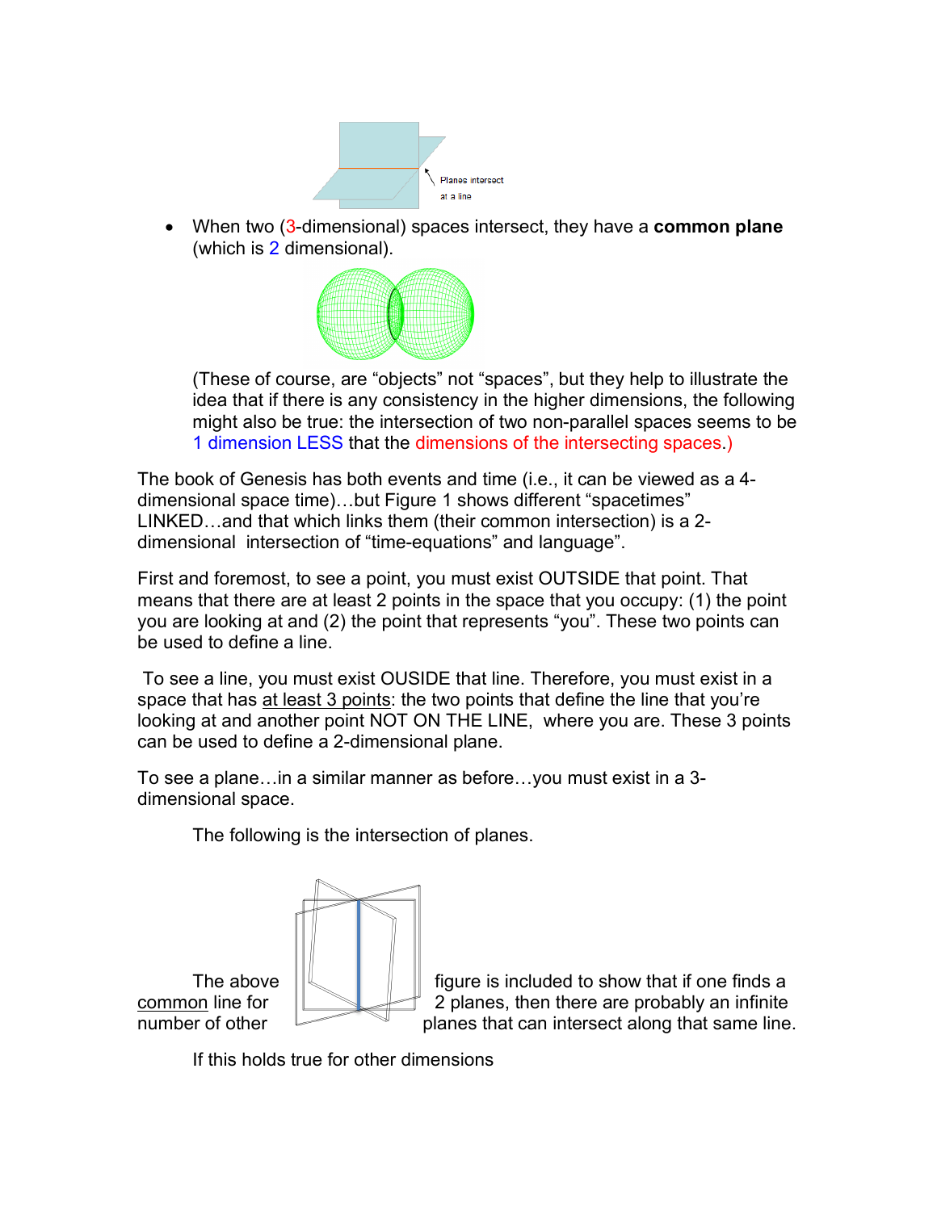Planes intersect at a line

- When two (3-dimensional) spaces intersect, they have a **common plane** (which is 2 dimensional).

  (These of course, are "objects" not "spaces", but they help to illustrate the idea that if there is any consistency in the higher dimensions, the following might also be true: the intersection of two non-parallel spaces seems to be 1 dimension LESS that the dimensions of the intersecting spaces.)

The book of Genesis has both events and time (i.e., it can be viewed as a 4-dimensional space time)…but Figure 1 shows different "spacetimes" LINKED…and that which links them (their common intersection) is a 2-dimensional intersection of "time-equations" and language".

First and foremost, to see a point, you must exist OUTSIDE that point. That means that there are at least 2 points in the space that you occupy: (1) the point you are looking at and (2) the point that represents "you". These two points can be used to define a line.

To see a line, you must exist OUSIDE that line. Therefore, you must exist in a space that has at least 3 points: the two points that define the line that you're looking at and another point NOT ON THE LINE, where you are. These 3 points can be used to define a 2-dimensional plane.

To see a plane…in a similar manner as before…you must exist in a 3-dimensional space.

The following is the intersection of planes.

The above figure is included to show that if one finds a common line for 2 planes, then there are probably an infinite number of other planes that can intersect along that same line.

If this holds true for other dimensions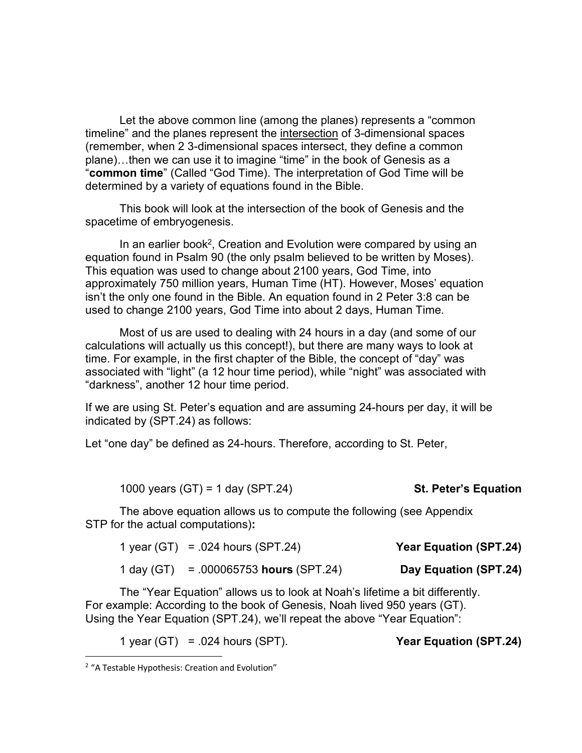Let the above common line (among the planes) represents a "common timeline" and the planes represent the <u>intersection</u> of 3-dimensional spaces (remember, when 2 3-dimensional spaces intersect, they define a common plane)…then we can use it to imagine "time" in the book of Genesis as a "**common time**" (Called "God Time). The interpretation of God Time will be determined by a variety of equations found in the Bible.

This book will look at the intersection of the book of Genesis and the spacetime of embryogenesis.

In an earlier book[2], Creation and Evolution were compared by using an equation found in Psalm 90 (the only psalm believed to be written by Moses). This equation was used to change about 2100 years, God Time, into approximately 750 million years, Human Time (HT). However, Moses' equation isn't the only one found in the Bible. An equation found in 2 Peter 3:8 can be used to change 2100 years, God Time into about 2 days, Human Time.

Most of us are used to dealing with 24 hours in a day (and some of our calculations will actually us this concept!), but there are many ways to look at time. For example, in the first chapter of the Bible, the concept of "day" was associated with "light" (a 12 hour time period), while "night" was associated with "darkness", another 12 hour time period.

If we are using St. Peter's equation and are assuming 24-hours per day, it will be indicated by (SPT.24) as follows:

Let "one day" be defined as 24-hours. Therefore, according to St. Peter,

1000 years (GT) = 1 day (SPT.24) **St. Peter's Equation**

The above equation allows us to compute the following (see Appendix STP for the actual computations)**:**

1 year (GT) = .024 hours (SPT.24) **Year Equation (SPT.24)**

1 day (GT) = .000065753 **hours** (SPT.24) **Day Equation (SPT.24)**

The "Year Equation" allows us to look at Noah's lifetime a bit differently. For example: According to the book of Genesis, Noah lived 950 years (GT). Using the Year Equation (SPT.24), we'll repeat the above "Year Equation":

1 year (GT) = .024 hours (SPT). **Year Equation (SPT.24)**

---

[2] "A Testable Hypothesis: Creation and Evolution"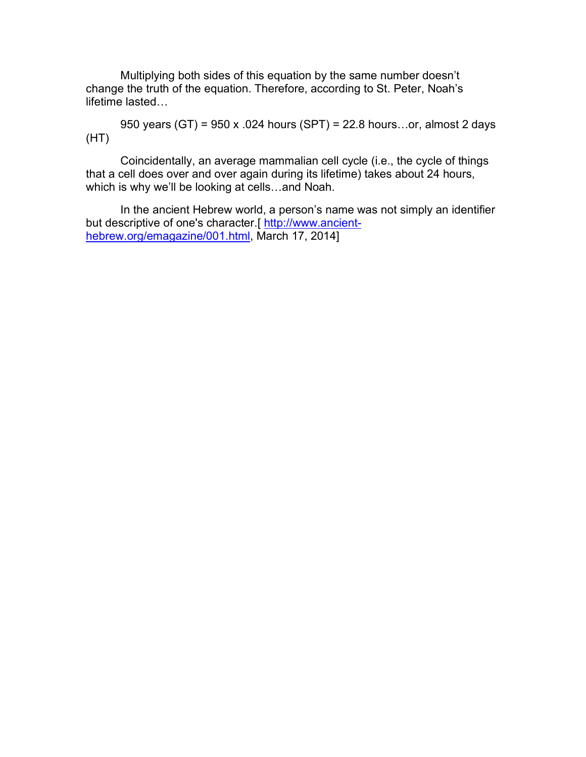Multiplying both sides of this equation by the same number doesn't change the truth of the equation. Therefore, according to St. Peter, Noah's lifetime lasted…

950 years (GT) = 950 x .024 hours (SPT) = 22.8 hours…or, almost 2 days (HT)

Coincidentally, an average mammalian cell cycle (i.e., the cycle of things that a cell does over and over again during its lifetime) takes about 24 hours, which is why we'll be looking at cells…and Noah.

In the ancient Hebrew world, a person's name was not simply an identifier but descriptive of one's character.[ http://www.ancient-hebrew.org/emagazine/001.html, March 17, 2014]